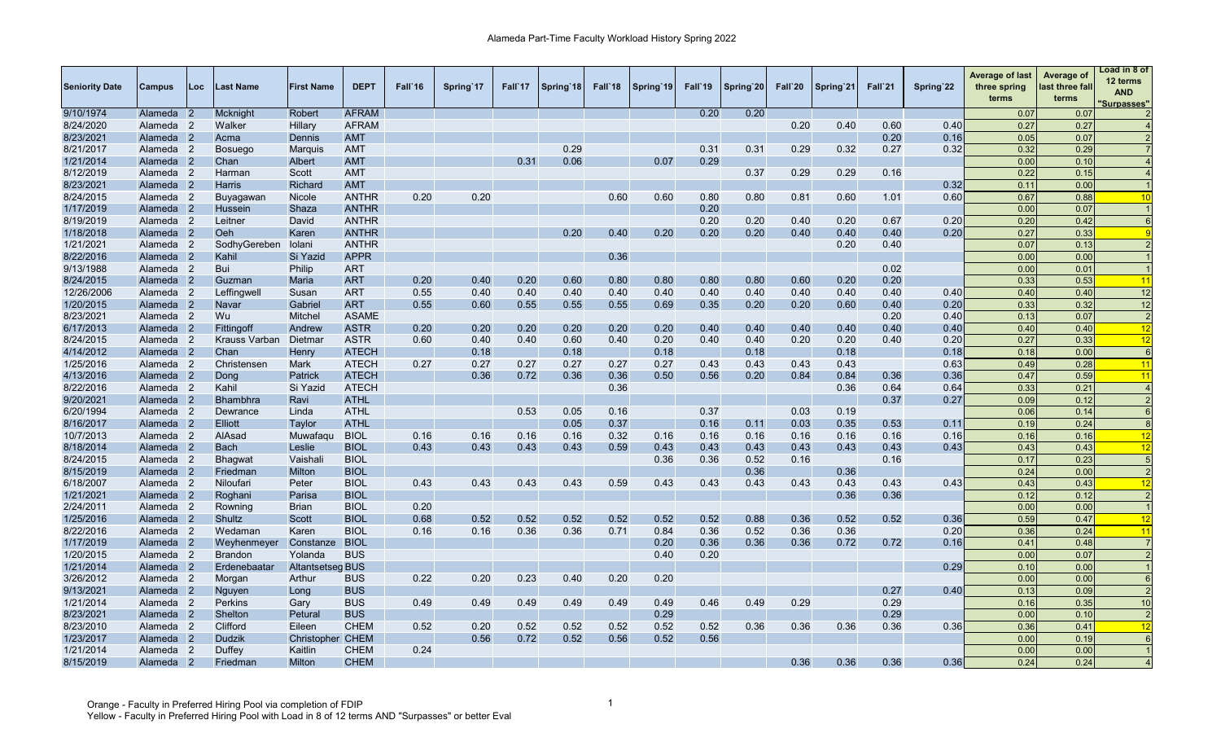# Alameda Part-Time Faculty Workload History Spring 2022

| Seniority Date | Campus | Loc | Last Name | First Name | DEPT | Fall`16 | Spring`17 | Fall`17 | Spring`18 | Fall`18 | Spring`19 | Fall`19 | Spring`20 | Fall`20 | Spring`21 | Fall`21 | Spring`22 | Average of last three spring terms | Average of last three fall terms | Load in 8 of 12 terms AND "Surpasses" |
|---|---|---|---|---|---|---|---|---|---|---|---|---|---|---|---|---|---|---|---|---|
| 9/10/1974 | Alameda | 2 | Mcknight | Robert | AFRAM | | | | | | | 0.20 | 0.20 | | | | | 0.07 | 0.07 | 2 |
| 8/24/2020 | Alameda | 2 | Walker | Hillary | AFRAM | | | | | | | | | 0.20 | 0.40 | 0.60 | 0.40 | 0.27 | 0.27 | 4 |
| 8/23/2021 | Alameda | 2 | Acma | Dennis | AMT | | | | | | | | | | | 0.20 | 0.16 | 0.05 | 0.07 | 2 |
| 8/21/2017 | Alameda | 2 | Bosuego | Marquis | AMT | | | | 0.29 | | | 0.31 | 0.31 | 0.29 | 0.32 | 0.27 | 0.32 | 0.32 | 0.29 | 7 |
| 1/21/2014 | Alameda | 2 | Chan | Albert | AMT | | | 0.31 | 0.06 | | 0.07 | 0.29 | | | | | | 0.00 | 0.10 | 4 |
| 8/12/2019 | Alameda | 2 | Harman | Scott | AMT | | | | | | | | 0.37 | 0.29 | 0.29 | 0.16 | | 0.22 | 0.15 | 4 |
| 8/23/2021 | Alameda | 2 | Harris | Richard | AMT | | | | | | | | | | | | 0.32 | 0.11 | 0.00 | 1 |
| 8/24/2015 | Alameda | 2 | Buyagawan | Nicole | ANTHR | 0.20 | 0.20 | | | 0.60 | 0.60 | 0.80 | 0.80 | 0.81 | 0.60 | 1.01 | 0.60 | 0.67 | 0.88 | 10 |
| 1/17/2019 | Alameda | 2 | Hussein | Shaza | ANTHR | | | | | | | 0.20 | | | | | | 0.00 | 0.07 | 1 |
| 8/19/2019 | Alameda | 2 | Leitner | David | ANTHR | | | | | | | 0.20 | 0.20 | 0.40 | 0.20 | 0.67 | 0.20 | 0.20 | 0.42 | 6 |
| 1/18/2018 | Alameda | 2 | Oeh | Karen | ANTHR | | | | 0.20 | 0.40 | 0.20 | 0.20 | 0.20 | 0.40 | 0.40 | 0.40 | 0.20 | 0.27 | 0.33 | 9 |
| 1/21/2021 | Alameda | 2 | SodhyGereben | Iolani | ANTHR | | | | | | | | | | 0.20 | 0.40 | | 0.07 | 0.13 | 2 |
| 8/22/2016 | Alameda | 2 | Kahil | Si Yazid | APPR | | | | | 0.36 | | | | | | | | 0.00 | 0.00 | 1 |
| 9/13/1988 | Alameda | 2 | Bui | Philip | ART | | | | | | | | | | | 0.02 | | 0.00 | 0.01 | 1 |
| 8/24/2015 | Alameda | 2 | Guzman | Maria | ART | 0.20 | 0.40 | 0.20 | 0.60 | 0.80 | 0.80 | 0.80 | 0.80 | 0.60 | 0.20 | 0.20 | | 0.33 | 0.53 | 11 |
| 12/26/2006 | Alameda | 2 | Leffingwell | Susan | ART | 0.55 | 0.40 | 0.40 | 0.40 | 0.40 | 0.40 | 0.40 | 0.40 | 0.40 | 0.40 | 0.40 | 0.40 | 0.40 | 0.40 | 12 |
| 1/20/2015 | Alameda | 2 | Navar | Gabriel | ART | 0.55 | 0.60 | 0.55 | 0.55 | 0.55 | 0.69 | 0.35 | 0.20 | 0.20 | 0.60 | 0.40 | 0.20 | 0.33 | 0.32 | 12 |
| 8/23/2021 | Alameda | 2 | Wu | Mitchel | ASAME | | | | | | | | | | | 0.20 | 0.40 | 0.13 | 0.07 | 2 |
| 6/17/2013 | Alameda | 2 | Fittingoff | Andrew | ASTR | 0.20 | 0.20 | 0.20 | 0.20 | 0.20 | 0.20 | 0.40 | 0.40 | 0.40 | 0.40 | 0.40 | 0.40 | 0.40 | 0.40 | 12 |
| 8/24/2015 | Alameda | 2 | Krauss Varban | Dietmar | ASTR | 0.60 | 0.40 | 0.40 | 0.60 | 0.40 | 0.20 | 0.40 | 0.40 | 0.20 | 0.20 | 0.40 | 0.20 | 0.27 | 0.33 | 12 |
| 4/14/2012 | Alameda | 2 | Chan | Henry | ATECH | | 0.18 | | 0.18 | | 0.18 | | 0.18 | | 0.18 | | 0.18 | 0.18 | 0.00 | 6 |
| 1/25/2016 | Alameda | 2 | Christensen | Mark | ATECH | 0.27 | 0.27 | 0.27 | 0.27 | 0.27 | 0.27 | 0.43 | 0.43 | 0.43 | 0.43 | | 0.63 | 0.49 | 0.28 | 11 |
| 4/13/2016 | Alameda | 2 | Dong | Patrick | ATECH | | 0.36 | 0.72 | 0.36 | 0.36 | 0.50 | 0.56 | 0.20 | 0.84 | 0.84 | 0.36 | 0.36 | 0.47 | 0.59 | 11 |
| 8/22/2016 | Alameda | 2 | Kahil | Si Yazid | ATECH | | | | | 0.36 | | | | | 0.36 | 0.64 | 0.64 | 0.33 | 0.21 | 4 |
| 9/20/2021 | Alameda | 2 | Bhambhra | Ravi | ATHL | | | | | | | | | | | 0.37 | 0.27 | 0.09 | 0.12 | 2 |
| 6/20/1994 | Alameda | 2 | Dewrance | Linda | ATHL | | | 0.53 | 0.05 | 0.16 | | 0.37 | | 0.03 | 0.19 | | | 0.06 | 0.14 | 6 |
| 8/16/2017 | Alameda | 2 | Elliott | Taylor | ATHL | | | | 0.05 | 0.37 | | 0.16 | 0.11 | 0.03 | 0.35 | 0.53 | 0.11 | 0.19 | 0.24 | 8 |
| 10/7/2013 | Alameda | 2 | AlAsad | Muwafaqu | BIOL | 0.16 | 0.16 | 0.16 | 0.16 | 0.32 | 0.16 | 0.16 | 0.16 | 0.16 | 0.16 | 0.16 | 0.16 | 0.16 | 0.16 | 12 |
| 8/18/2014 | Alameda | 2 | Bach | Leslie | BIOL | 0.43 | 0.43 | 0.43 | 0.43 | 0.59 | 0.43 | 0.43 | 0.43 | 0.43 | 0.43 | 0.43 | 0.43 | 0.43 | 0.43 | 12 |
| 8/24/2015 | Alameda | 2 | Bhagwat | Vaishali | BIOL | | | | | | 0.36 | 0.36 | 0.52 | 0.16 | | 0.16 | | 0.17 | 0.23 | 5 |
| 8/15/2019 | Alameda | 2 | Friedman | Milton | BIOL | | | | | | | | 0.36 | | 0.36 | | | 0.24 | 0.00 | 2 |
| 6/18/2007 | Alameda | 2 | Niloufari | Peter | BIOL | 0.43 | 0.43 | 0.43 | 0.43 | 0.59 | 0.43 | 0.43 | 0.43 | 0.43 | 0.43 | 0.43 | 0.43 | 0.43 | 0.43 | 12 |
| 1/21/2021 | Alameda | 2 | Roghani | Parisa | BIOL | | | | | | | | | | 0.36 | 0.36 | | 0.12 | 0.12 | 2 |
| 2/24/2011 | Alameda | 2 | Rowning | Brian | BIOL | 0.20 | | | | | | | | | | | | 0.00 | 0.00 | 1 |
| 1/25/2016 | Alameda | 2 | Shultz | Scott | BIOL | 0.68 | 0.52 | 0.52 | 0.52 | 0.52 | 0.52 | 0.52 | 0.88 | 0.36 | 0.52 | 0.52 | 0.36 | 0.59 | 0.47 | 12 |
| 8/22/2016 | Alameda | 2 | Wedaman | Karen | BIOL | 0.16 | 0.16 | 0.36 | 0.36 | 0.71 | 0.84 | 0.36 | 0.52 | 0.36 | 0.36 | | 0.20 | 0.36 | 0.24 | 11 |
| 1/17/2019 | Alameda | 2 | Weyhenmeyer | Constanze | BIOL | | | | | | 0.20 | 0.36 | 0.36 | 0.36 | 0.72 | 0.72 | 0.16 | 0.41 | 0.48 | 7 |
| 1/20/2015 | Alameda | 2 | Brandon | Yolanda | BUS | | | | | | 0.40 | 0.20 | | | | | | 0.00 | 0.07 | 2 |
| 1/21/2014 | Alameda | 2 | Erdenebaatar | Altantsetseg | BUS | | | | | | | | | | | | 0.29 | 0.10 | 0.00 | 1 |
| 3/26/2012 | Alameda | 2 | Morgan | Arthur | BUS | 0.22 | 0.20 | 0.23 | 0.40 | 0.20 | 0.20 | | | | | | | 0.00 | 0.00 | 6 |
| 9/13/2021 | Alameda | 2 | Nguyen | Long | BUS | | | | | | | | | | | 0.27 | 0.40 | 0.13 | 0.09 | 2 |
| 1/21/2014 | Alameda | 2 | Perkins | Gary | BUS | 0.49 | 0.49 | 0.49 | 0.49 | 0.49 | 0.49 | 0.46 | 0.49 | 0.29 | | 0.29 | | 0.16 | 0.35 | 10 |
| 8/23/2021 | Alameda | 2 | Shelton | Petural | BUS | | | | | | 0.29 | | | | | 0.29 | | 0.00 | 0.10 | 2 |
| 8/23/2010 | Alameda | 2 | Clifford | Eileen | CHEM | 0.52 | 0.20 | 0.52 | 0.52 | 0.52 | 0.52 | 0.52 | 0.36 | 0.36 | 0.36 | 0.36 | 0.36 | 0.36 | 0.41 | 12 |
| 1/23/2017 | Alameda | 2 | Dudzik | Christopher | CHEM | | 0.56 | 0.72 | 0.52 | 0.56 | 0.52 | 0.56 | | | | | | 0.00 | 0.19 | 6 |
| 1/21/2014 | Alameda | 2 | Duffey | Kaitlin | CHEM | 0.24 | | | | | | | | | | | | 0.00 | 0.00 | 1 |
| 8/15/2019 | Alameda | 2 | Friedman | Milton | CHEM | | | | | | | | | 0.36 | 0.36 | 0.36 | 0.36 | 0.24 | 0.24 | 4 |

Orange - Faculty in Preferred Hiring Pool via completion of FDIP
Yellow - Faculty in Preferred Hiring Pool with Load in 8 of 12 terms AND "Surpasses" or better Eval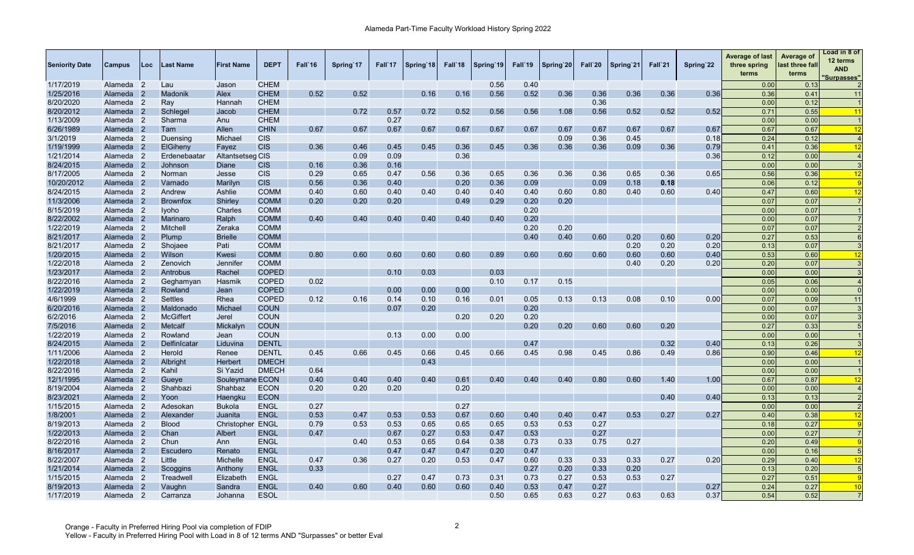# Alameda Part-Time Faculty Workload History Spring 2022

| Seniority Date | Campus | Loc | Last Name | First Name | DEPT | Fall`16 | Spring`17 | Fall`17 | Spring`18 | Fall`18 | Spring`19 | Fall`19 | Spring`20 | Fall`20 | Spring`21 | Fall`21 | Spring`22 | Average of last three spring terms | Average of last three fall terms | Load in 8 of 12 terms AND "Surpasses" |
|---|---|---|---|---|---|---|---|---|---|---|---|---|---|---|---|---|---|---|---|---|
| 1/17/2019 | Alameda | 2 | Lau | Jason | CHEM | | | | | | 0.56 | 0.40 | | | | | | 0.00 | 0.13 | 2 |
| 1/25/2016 | Alameda | 2 | Madonik | Alex | CHEM | 0.52 | 0.52 | | 0.16 | 0.16 | 0.56 | 0.52 | 0.36 | 0.36 | 0.36 | 0.36 | 0.36 | 0.36 | 0.41 | 11 |
| 8/20/2020 | Alameda | 2 | Ray | Hannah | CHEM | | | | | | | | | 0.36 | | | | 0.00 | 0.12 | 1 |
| 8/20/2012 | Alameda | 2 | Schlegel | Jacob | CHEM | | 0.72 | 0.57 | 0.72 | 0.52 | 0.56 | 0.56 | 1.08 | 0.56 | 0.52 | 0.52 | 0.52 | 0.71 | 0.55 | 11 |
| 1/13/2009 | Alameda | 2 | Sharma | Anu | CHEM | | | 0.27 | | | | | | | | | | 0.00 | 0.00 | 1 |
| 6/26/1989 | Alameda | 2 | Tam | Allen | CHIN | 0.67 | 0.67 | 0.67 | 0.67 | 0.67 | 0.67 | 0.67 | 0.67 | 0.67 | 0.67 | 0.67 | 0.67 | 0.67 | 0.67 | 12 |
| 3/1/2019 | Alameda | 2 | Duensing | Michael | CIS | | | | | | | | 0.09 | 0.36 | 0.45 | | 0.18 | 0.24 | 0.12 | 4 |
| 1/19/1999 | Alameda | 2 | ElGiheny | Fayez | CIS | 0.36 | 0.46 | 0.45 | 0.45 | 0.36 | 0.45 | 0.36 | 0.36 | 0.36 | 0.09 | 0.36 | 0.79 | 0.41 | 0.36 | 12 |
| 1/21/2014 | Alameda | 2 | Erdenebaatar | Altantsetseg | CIS | | 0.09 | 0.09 | | 0.36 | | | | | | | 0.36 | 0.12 | 0.00 | 4 |
| 8/24/2015 | Alameda | 2 | Johnson | Diane | CIS | 0.16 | 0.36 | 0.16 | | | | | | | | | | 0.00 | 0.00 | 3 |
| 8/17/2005 | Alameda | 2 | Norman | Jesse | CIS | 0.29 | 0.65 | 0.47 | 0.56 | 0.36 | 0.65 | 0.36 | 0.36 | 0.36 | 0.65 | 0.36 | 0.65 | 0.56 | 0.36 | 12 |
| 10/20/2012 | Alameda | 2 | Varnado | Marilyn | CIS | 0.56 | 0.36 | 0.40 | | 0.20 | 0.36 | 0.09 | | 0.09 | 0.18 | **0.18** | | 0.06 | 0.12 | 9 |
| 8/24/2015 | Alameda | 2 | Andrew | Ashlie | COMM | 0.40 | 0.60 | 0.40 | 0.40 | 0.40 | 0.40 | 0.40 | 0.60 | 0.80 | 0.40 | 0.60 | 0.40 | 0.47 | 0.60 | 12 |
| 11/3/2006 | Alameda | 2 | Brownfox | Shirley | COMM | 0.20 | 0.20 | 0.20 | | 0.49 | 0.29 | 0.20 | 0.20 | | | | | 0.07 | 0.07 | 7 |
| 8/15/2019 | Alameda | 2 | Iyoho | Charles | COMM | | | | | | | 0.20 | | | | | | 0.00 | 0.07 | 1 |
| 8/22/2002 | Alameda | 2 | Marinaro | Ralph | COMM | 0.40 | 0.40 | 0.40 | 0.40 | 0.40 | 0.40 | 0.20 | | | | | | 0.00 | 0.07 | 7 |
| 1/22/2019 | Alameda | 2 | Mitchell | Zeraka | COMM | | | | | | | 0.20 | 0.20 | | | | | 0.07 | 0.07 | 2 |
| 8/21/2017 | Alameda | 2 | Plump | Brielle | COMM | | | | | | | 0.40 | 0.40 | 0.60 | 0.20 | 0.60 | 0.20 | 0.27 | 0.53 | 6 |
| 8/21/2017 | Alameda | 2 | Shojaee | Pati | COMM | | | | | | | | | | 0.20 | 0.20 | 0.20 | 0.13 | 0.07 | 3 |
| 1/20/2015 | Alameda | 2 | Wilson | Kwesi | COMM | 0.80 | 0.60 | 0.60 | 0.60 | 0.60 | 0.89 | 0.60 | 0.60 | 0.60 | 0.60 | 0.60 | 0.40 | 0.53 | 0.60 | 12 |
| 1/22/2018 | Alameda | 2 | Zenovich | Jennifer | COMM | | | | | | | | | | 0.40 | 0.20 | 0.20 | 0.20 | 0.07 | 3 |
| 1/23/2017 | Alameda | 2 | Antrobus | Rachel | COPED | | | 0.10 | 0.03 | | 0.03 | | | | | | | 0.00 | 0.00 | 3 |
| 8/22/2016 | Alameda | 2 | Geghamyan | Hasmik | COPED | 0.02 | | | | | 0.10 | 0.17 | 0.15 | | | | | 0.05 | 0.06 | 4 |
| 1/22/2019 | Alameda | 2 | Rowland | Jean | COPED | | | 0.00 | 0.00 | 0.00 | | | | | | | | 0.00 | 0.00 | 0 |
| 4/6/1999 | Alameda | 2 | Settles | Rhea | COPED | 0.12 | 0.16 | 0.14 | 0.10 | 0.16 | 0.01 | 0.05 | 0.13 | 0.13 | 0.08 | 0.10 | 0.00 | 0.07 | 0.09 | 11 |
| 6/20/2016 | Alameda | 2 | Maldonado | Michael | COUN | | | 0.07 | 0.20 | | | 0.20 | | | | | | 0.00 | 0.07 | 3 |
| 6/2/2016 | Alameda | 2 | McGiffert | Jerel | COUN | | | | | 0.20 | 0.20 | 0.20 | | | | | | 0.00 | 0.07 | 3 |
| 7/5/2016 | Alameda | 2 | Metcalf | Mickalyn | COUN | | | | | | | 0.20 | 0.20 | 0.60 | 0.60 | 0.20 | | 0.27 | 0.33 | 5 |
| 1/22/2019 | Alameda | 2 | Rowland | Jean | COUN | | | 0.13 | 0.00 | 0.00 | | | | | | | | 0.00 | 0.00 | 1 |
| 8/24/2015 | Alameda | 2 | Delfinlcatar | Liduvina | DENTL | | | | | | | 0.47 | | | | 0.32 | 0.40 | 0.13 | 0.26 | 3 |
| 1/11/2006 | Alameda | 2 | Herold | Renee | DENTL | 0.45 | 0.66 | 0.45 | 0.66 | 0.45 | 0.66 | 0.45 | 0.98 | 0.45 | 0.86 | 0.49 | 0.86 | 0.90 | 0.46 | 12 |
| 1/22/2018 | Alameda | 2 | Albright | Herbert | DMECH | | | | 0.43 | | | | | | | | | 0.00 | 0.00 | 1 |
| 8/22/2016 | Alameda | 2 | Kahil | Si Yazid | DMECH | 0.64 | | | | | | | | | | | | 0.00 | 0.00 | 1 |
| 12/1/1995 | Alameda | 2 | Gueye | Souleymane | ECON | 0.40 | 0.40 | 0.40 | 0.40 | 0.61 | 0.40 | 0.40 | 0.40 | 0.80 | 0.60 | 1.40 | 1.00 | 0.67 | 0.87 | 12 |
| 8/19/2004 | Alameda | 2 | Shahbazi | Shahbaz | ECON | 0.20 | 0.20 | 0.20 | | 0.20 | | | | | | | | 0.00 | 0.00 | 4 |
| 8/23/2021 | Alameda | 2 | Yoon | Haengku | ECON | | | | | | | | | | | 0.40 | 0.40 | 0.13 | 0.13 | 2 |
| 1/15/2015 | Alameda | 2 | Adesokan | Bukola | ENGL | 0.27 | | | | 0.27 | | | | | | | | 0.00 | 0.00 | 2 |
| 1/8/2001 | Alameda | 2 | Alexander | Juanita | ENGL | 0.53 | 0.47 | 0.53 | 0.53 | 0.67 | 0.60 | 0.40 | 0.40 | 0.47 | 0.53 | 0.27 | 0.27 | 0.40 | 0.38 | 12 |
| 8/19/2013 | Alameda | 2 | Blood | Christopher | ENGL | 0.79 | 0.53 | 0.53 | 0.65 | 0.65 | 0.65 | 0.53 | 0.53 | 0.27 | | | | 0.18 | 0.27 | 9 |
| 1/22/2013 | Alameda | 2 | Chan | Albert | ENGL | 0.47 | | 0.67 | 0.27 | 0.53 | 0.47 | 0.53 | | 0.27 | | | | 0.00 | 0.27 | 7 |
| 8/22/2016 | Alameda | 2 | Chun | Ann | ENGL | | 0.40 | 0.53 | 0.65 | 0.64 | 0.38 | 0.73 | 0.33 | 0.75 | 0.27 | | | 0.20 | 0.49 | 9 |
| 8/16/2017 | Alameda | 2 | Escudero | Renato | ENGL | | | 0.47 | 0.47 | 0.47 | 0.20 | 0.47 | | | | | | 0.00 | 0.16 | 5 |
| 8/22/2007 | Alameda | 2 | Little | Michelle | ENGL | 0.47 | 0.36 | 0.27 | 0.20 | 0.53 | 0.47 | 0.60 | 0.33 | 0.33 | 0.33 | 0.27 | 0.20 | 0.29 | 0.40 | 12 |
| 1/21/2014 | Alameda | 2 | Scoggins | Anthony | ENGL | 0.33 | | | | | | 0.27 | 0.20 | 0.33 | 0.20 | | | 0.13 | 0.20 | 5 |
| 1/15/2015 | Alameda | 2 | Treadwell | Elizabeth | ENGL | | | 0.27 | 0.47 | 0.73 | 0.31 | 0.73 | 0.27 | 0.53 | 0.53 | 0.27 | | 0.27 | 0.51 | 9 |
| 8/19/2013 | Alameda | 2 | Vaughn | Sandra | ENGL | 0.40 | 0.60 | 0.40 | 0.60 | 0.60 | 0.40 | 0.53 | 0.47 | 0.27 | | | 0.27 | 0.24 | 0.27 | 10 |
| 1/17/2019 | Alameda | 2 | Carranza | Johanna | ESOL | | | | | | 0.50 | 0.65 | 0.63 | 0.27 | 0.63 | 0.63 | 0.37 | 0.54 | 0.52 | 7 |

Orange - Faculty in Preferred Hiring Pool via completion of FDIP
Yellow - Faculty in Preferred Hiring Pool with Load in 8 of 12 terms AND "Surpasses" or better Eval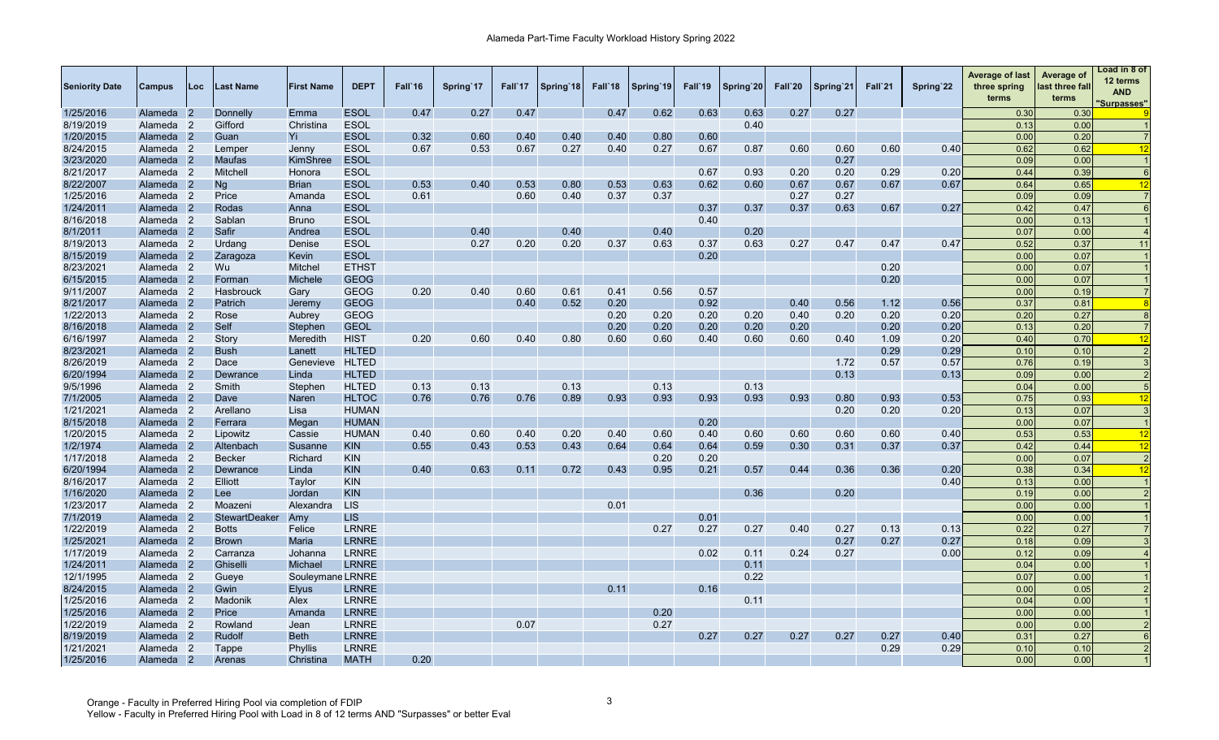# Alameda Part-Time Faculty Workload History Spring 2022

| Seniority Date | Campus | Loc | Last Name | First Name | DEPT | Fall`16 | Spring`17 | Fall`17 | Spring`18 | Fall`18 | Spring`19 | Fall`19 | Spring`20 | Fall`20 | Spring`21 | Fall`21 | Spring`22 | Average of last three spring terms | Average of last three fall terms | Load in 8 of 12 terms AND "Surpasses" |
|---|---|---|---|---|---|---|---|---|---|---|---|---|---|---|---|---|---|---|---|---|
| 1/25/2016 | Alameda | 2 | Donnelly | Emma | ESOL | 0.47 | 0.27 | 0.47 | | 0.47 | 0.62 | 0.63 | 0.63 | 0.27 | 0.27 | | | 0.30 | 0.30 | 9 |
| 8/19/2019 | Alameda | 2 | Gifford | Christina | ESOL | | | | | | | | 0.40 | | | | | 0.13 | 0.00 | 1 |
| 1/20/2015 | Alameda | 2 | Guan | Yi | ESOL | 0.32 | 0.60 | 0.40 | 0.40 | 0.40 | 0.80 | 0.60 | | | | | | 0.00 | 0.20 | 7 |
| 8/24/2015 | Alameda | 2 | Lemper | Jenny | ESOL | 0.67 | 0.53 | 0.67 | 0.27 | 0.40 | 0.27 | 0.67 | 0.87 | 0.60 | 0.60 | 0.60 | 0.40 | 0.62 | 0.62 | 12 |
| 3/23/2020 | Alameda | 2 | Maufas | KimShree | ESOL | | | | | | | | | | 0.27 | | | 0.09 | 0.00 | 1 |
| 8/21/2017 | Alameda | 2 | Mitchell | Honora | ESOL | | | | | | | 0.67 | 0.93 | 0.20 | 0.20 | 0.29 | 0.20 | 0.44 | 0.39 | 6 |
| 8/22/2007 | Alameda | 2 | Ng | Brian | ESOL | 0.53 | 0.40 | 0.53 | 0.80 | 0.53 | 0.63 | 0.62 | 0.60 | 0.67 | 0.67 | 0.67 | 0.67 | 0.64 | 0.65 | 12 |
| 1/25/2016 | Alameda | 2 | Price | Amanda | ESOL | 0.61 | | 0.60 | 0.40 | 0.37 | 0.37 | | | 0.27 | 0.27 | | | 0.09 | 0.09 | 7 |
| 1/24/2011 | Alameda | 2 | Rodas | Anna | ESOL | | | | | | | 0.37 | 0.37 | 0.37 | 0.63 | 0.67 | 0.27 | 0.42 | 0.47 | 6 |
| 8/16/2018 | Alameda | 2 | Sablan | Bruno | ESOL | | | | | | | 0.40 | | | | | | 0.00 | 0.13 | 1 |
| 8/1/2011 | Alameda | 2 | Safir | Andrea | ESOL | | 0.40 | | 0.40 | | 0.40 | | 0.20 | | | | | 0.07 | 0.00 | 4 |
| 8/19/2013 | Alameda | 2 | Urdang | Denise | ESOL | | 0.27 | 0.20 | 0.20 | 0.37 | 0.63 | 0.37 | 0.63 | 0.27 | 0.47 | 0.47 | 0.47 | 0.52 | 0.37 | 11 |
| 8/15/2019 | Alameda | 2 | Zaragoza | Kevin | ESOL | | | | | | | 0.20 | | | | | | 0.00 | 0.07 | 1 |
| 8/23/2021 | Alameda | 2 | Wu | Mitchel | ETHST | | | | | | | | | | | 0.20 | | 0.00 | 0.07 | 1 |
| 6/15/2015 | Alameda | 2 | Forman | Michele | GEOG | | | | | | | | | | | 0.20 | | 0.00 | 0.07 | 1 |
| 9/11/2007 | Alameda | 2 | Hasbrouck | Gary | GEOG | 0.20 | 0.40 | 0.60 | 0.61 | 0.41 | 0.56 | 0.57 | | | | | | 0.00 | 0.19 | 7 |
| 8/21/2017 | Alameda | 2 | Patrich | Jeremy | GEOG | | | 0.40 | 0.52 | 0.20 | | 0.92 | | 0.40 | 0.56 | 1.12 | 0.56 | 0.37 | 0.81 | 8 |
| 1/22/2013 | Alameda | 2 | Rose | Aubrey | GEOG | | | | | 0.20 | 0.20 | 0.20 | 0.20 | 0.40 | 0.20 | 0.20 | 0.20 | 0.20 | 0.27 | 8 |
| 8/16/2018 | Alameda | 2 | Self | Stephen | GEOL | | | | | 0.20 | 0.20 | 0.20 | 0.20 | 0.20 | | 0.20 | 0.20 | 0.13 | 0.20 | 7 |
| 6/16/1997 | Alameda | 2 | Story | Meredith | HIST | 0.20 | 0.60 | 0.40 | 0.80 | 0.60 | 0.60 | 0.40 | 0.60 | 0.60 | 0.40 | 1.09 | 0.20 | 0.40 | 0.70 | 12 |
| 8/23/2021 | Alameda | 2 | Bush | Lanett | HLTED | | | | | | | | | | | 0.29 | 0.29 | 0.10 | 0.10 | 2 |
| 8/26/2019 | Alameda | 2 | Dace | Genevieve | HLTED | | | | | | | | | | 1.72 | 0.57 | 0.57 | 0.76 | 0.19 | 3 |
| 6/20/1994 | Alameda | 2 | Dewrance | Linda | HLTED | | | | | | | | | | 0.13 | | 0.13 | 0.09 | 0.00 | 2 |
| 9/5/1996 | Alameda | 2 | Smith | Stephen | HLTED | 0.13 | 0.13 | | 0.13 | | 0.13 | | 0.13 | | | | | 0.04 | 0.00 | 5 |
| 7/1/2005 | Alameda | 2 | Dave | Naren | HLTOC | 0.76 | 0.76 | 0.76 | 0.89 | 0.93 | 0.93 | 0.93 | 0.93 | 0.93 | 0.80 | 0.93 | 0.53 | 0.75 | 0.93 | 12 |
| 1/21/2021 | Alameda | 2 | Arellano | Lisa | HUMAN | | | | | | | | | | 0.20 | 0.20 | 0.20 | 0.13 | 0.07 | 3 |
| 8/15/2018 | Alameda | 2 | Ferrara | Megan | HUMAN | | | | | | | 0.20 | | | | | | 0.00 | 0.07 | 1 |
| 1/20/2015 | Alameda | 2 | Lipowitz | Cassie | HUMAN | 0.40 | 0.60 | 0.40 | 0.20 | 0.40 | 0.60 | 0.40 | 0.60 | 0.60 | 0.60 | 0.60 | 0.40 | 0.53 | 0.53 | 12 |
| 1/2/1974 | Alameda | 2 | Altenbach | Susanne | KIN | 0.55 | 0.43 | 0.53 | 0.43 | 0.64 | 0.64 | 0.64 | 0.59 | 0.30 | 0.31 | 0.37 | 0.37 | 0.42 | 0.44 | 12 |
| 1/17/2018 | Alameda | 2 | Becker | Richard | KIN | | | | | | 0.20 | 0.20 | | | | | | 0.00 | 0.07 | 2 |
| 6/20/1994 | Alameda | 2 | Dewrance | Linda | KIN | 0.40 | 0.63 | 0.11 | 0.72 | 0.43 | 0.95 | 0.21 | 0.57 | 0.44 | 0.36 | 0.36 | 0.20 | 0.38 | 0.34 | 12 |
| 8/16/2017 | Alameda | 2 | Elliott | Taylor | KIN | | | | | | | | | | | | 0.40 | 0.13 | 0.00 | 1 |
| 1/16/2020 | Alameda | 2 | Lee | Jordan | KIN | | | | | | | | 0.36 | | 0.20 | | | 0.19 | 0.00 | 2 |
| 1/23/2017 | Alameda | 2 | Moazeni | Alexandra | LIS | | | | | 0.01 | | | | | | | | 0.00 | 0.00 | 1 |
| 7/1/2019 | Alameda | 2 | StewartDeaker | Amy | LIS | | | | | | | 0.01 | | | | | | 0.00 | 0.00 | 1 |
| 1/22/2019 | Alameda | 2 | Botts | Felice | LRNRE | | | | | | 0.27 | 0.27 | 0.27 | 0.40 | 0.27 | 0.13 | 0.13 | 0.22 | 0.27 | 7 |
| 1/25/2021 | Alameda | 2 | Brown | Maria | LRNRE | | | | | | | | | | 0.27 | 0.27 | 0.27 | 0.18 | 0.09 | 3 |
| 1/17/2019 | Alameda | 2 | Carranza | Johanna | LRNRE | | | | | | | 0.02 | 0.11 | 0.24 | 0.27 | | 0.00 | 0.12 | 0.09 | 4 |
| 1/24/2011 | Alameda | 2 | Ghiselli | Michael | LRNRE | | | | | | | | 0.11 | | | | | 0.04 | 0.00 | 1 |
| 12/1/1995 | Alameda | 2 | Gueye | Souleymane | LRNRE | | | | | | | | 0.22 | | | | | 0.07 | 0.00 | 1 |
| 8/24/2015 | Alameda | 2 | Gwin | Elyus | LRNRE | | | | | 0.11 | | 0.16 | | | | | | 0.00 | 0.05 | 2 |
| 1/25/2016 | Alameda | 2 | Madonik | Alex | LRNRE | | | | | | | | 0.11 | | | | | 0.04 | 0.00 | 1 |
| 1/25/2016 | Alameda | 2 | Price | Amanda | LRNRE | | | | | | 0.20 | | | | | | | 0.00 | 0.00 | 1 |
| 1/22/2019 | Alameda | 2 | Rowland | Jean | LRNRE | | | 0.07 | | | 0.27 | | | | | | | 0.00 | 0.00 | 2 |
| 8/19/2019 | Alameda | 2 | Rudolf | Beth | LRNRE | | | | | | | 0.27 | 0.27 | 0.27 | 0.27 | 0.27 | 0.40 | 0.31 | 0.27 | 6 |
| 1/21/2021 | Alameda | 2 | Tappe | Phyllis | LRNRE | | | | | | | | | | | 0.29 | 0.29 | 0.10 | 0.10 | 2 |
| 1/25/2016 | Alameda | 2 | Arenas | Christina | MATH | 0.20 | | | | | | | | | | | | 0.00 | 0.00 | 1 |

Orange - Faculty in Preferred Hiring Pool via completion of FDIP
Yellow - Faculty in Preferred Hiring Pool with Load in 8 of 12 terms AND "Surpasses" or better Eval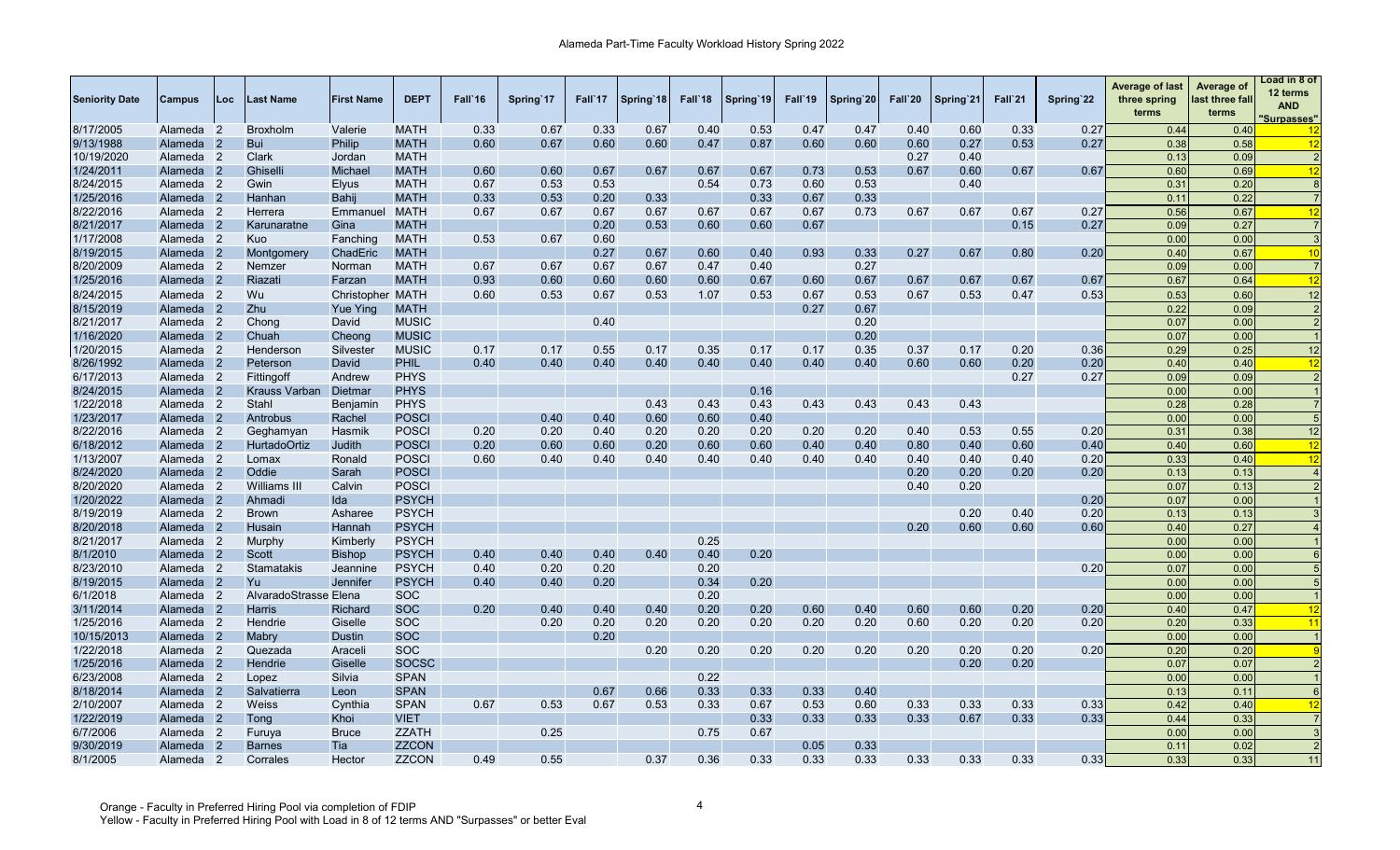# Alameda Part-Time Faculty Workload History Spring 2022

| Seniority Date | Campus | Loc | Last Name | First Name | DEPT | Fall`16 | Spring`17 | Fall`17 | Spring`18 | Fall`18 | Spring`19 | Fall`19 | Spring`20 | Fall`20 | Spring`21 | Fall`21 | Spring`22 | Average of last three spring terms | Average of last three fall terms | Load in 8 of 12 terms AND "Surpasses" |
|---|---|---|---|---|---|---|---|---|---|---|---|---|---|---|---|---|---|---|---|---|
| 8/17/2005 | Alameda | 2 | Broxholm | Valerie | MATH | 0.33 | 0.67 | 0.33 | 0.67 | 0.40 | 0.53 | 0.47 | 0.47 | 0.40 | 0.60 | 0.33 | 0.27 | 0.44 | 0.40 | 12 |
| 9/13/1988 | Alameda | 2 | Bui | Philip | MATH | 0.60 | 0.67 | 0.60 | 0.60 | 0.47 | 0.87 | 0.60 | 0.60 | 0.60 | 0.27 | 0.53 | 0.27 | 0.38 | 0.58 | 12 |
| 10/19/2020 | Alameda | 2 | Clark | Jordan | MATH | | | | | | | | | 0.27 | 0.40 | | | 0.13 | 0.09 | 2 |
| 1/24/2011 | Alameda | 2 | Ghiselli | Michael | MATH | 0.60 | 0.60 | 0.67 | 0.67 | 0.67 | 0.67 | 0.73 | 0.53 | 0.67 | 0.60 | 0.67 | 0.67 | 0.60 | 0.69 | 12 |
| 8/24/2015 | Alameda | 2 | Gwin | Elyus | MATH | 0.67 | 0.53 | 0.53 | | 0.54 | 0.73 | 0.60 | 0.53 | | 0.40 | | | 0.31 | 0.20 | 8 |
| 1/25/2016 | Alameda | 2 | Hanhan | Bahij | MATH | 0.33 | 0.53 | 0.20 | 0.33 | | 0.33 | 0.67 | 0.33 | | | | | 0.11 | 0.22 | 7 |
| 8/22/2016 | Alameda | 2 | Herrera | Emmanuel | MATH | 0.67 | 0.67 | 0.67 | 0.67 | 0.67 | 0.67 | 0.67 | 0.73 | 0.67 | 0.67 | 0.67 | 0.27 | 0.56 | 0.67 | 12 |
| 8/21/2017 | Alameda | 2 | Karunaratne | Gina | MATH | | | 0.20 | 0.53 | 0.60 | 0.60 | 0.67 | | | | 0.15 | 0.27 | 0.09 | 0.27 | 7 |
| 1/17/2008 | Alameda | 2 | Kuo | Fanching | MATH | 0.53 | 0.67 | 0.60 | | | | | | | | | | 0.00 | 0.00 | 3 |
| 8/19/2015 | Alameda | 2 | Montgomery | ChadEric | MATH | | | 0.27 | 0.67 | 0.60 | 0.40 | 0.93 | 0.33 | 0.27 | 0.67 | 0.80 | 0.20 | 0.40 | 0.67 | 10 |
| 8/20/2009 | Alameda | 2 | Nemzer | Norman | MATH | 0.67 | 0.67 | 0.67 | 0.67 | 0.47 | 0.40 | | 0.27 | | | | | 0.09 | 0.00 | 7 |
| 1/25/2016 | Alameda | 2 | Riazati | Farzan | MATH | 0.93 | 0.60 | 0.60 | 0.60 | 0.60 | 0.67 | 0.60 | 0.67 | 0.67 | 0.67 | 0.67 | 0.67 | 0.67 | 0.64 | 12 |
| 8/24/2015 | Alameda | 2 | Wu | Christopher | MATH | 0.60 | 0.53 | 0.67 | 0.53 | 1.07 | 0.53 | 0.67 | 0.53 | 0.67 | 0.53 | 0.47 | 0.53 | 0.53 | 0.60 | 12 |
| 8/15/2019 | Alameda | 2 | Zhu | Yue Ying | MATH | | | | | | | 0.27 | 0.67 | | | | | 0.22 | 0.09 | 2 |
| 8/21/2017 | Alameda | 2 | Chong | David | MUSIC | | | 0.40 | | | | | 0.20 | | | | | 0.07 | 0.00 | 2 |
| 1/16/2020 | Alameda | 2 | Chuah | Cheong | MUSIC | | | | | | | | 0.20 | | | | | 0.07 | 0.00 | 1 |
| 1/20/2015 | Alameda | 2 | Henderson | Silvester | MUSIC | 0.17 | 0.17 | 0.55 | 0.17 | 0.35 | 0.17 | 0.17 | 0.35 | 0.37 | 0.17 | 0.20 | 0.36 | 0.29 | 0.25 | 12 |
| 8/26/1992 | Alameda | 2 | Peterson | David | PHIL | 0.40 | 0.40 | 0.40 | 0.40 | 0.40 | 0.40 | 0.40 | 0.40 | 0.60 | 0.60 | 0.20 | 0.20 | 0.40 | 0.40 | 12 |
| 6/17/2013 | Alameda | 2 | Fittingoff | Andrew | PHYS | | | | | | | | | | | 0.27 | 0.27 | 0.09 | 0.09 | 2 |
| 8/24/2015 | Alameda | 2 | Krauss Varban | Dietmar | PHYS | | | | | | 0.16 | | | | | | | 0.00 | 0.00 | 1 |
| 1/22/2018 | Alameda | 2 | Stahl | Benjamin | PHYS | | | | 0.43 | 0.43 | 0.43 | 0.43 | 0.43 | 0.43 | 0.43 | | | 0.28 | 0.28 | 7 |
| 1/23/2017 | Alameda | 2 | Antrobus | Rachel | POSCI | | 0.40 | 0.40 | 0.60 | 0.60 | 0.40 | | | | | | | 0.00 | 0.00 | 5 |
| 8/22/2016 | Alameda | 2 | Geghamyan | Hasmik | POSCI | 0.20 | 0.20 | 0.40 | 0.20 | 0.20 | 0.20 | 0.20 | 0.20 | 0.40 | 0.53 | 0.55 | 0.20 | 0.31 | 0.38 | 12 |
| 6/18/2012 | Alameda | 2 | HurtadoOrtiz | Judith | POSCI | 0.20 | 0.60 | 0.60 | 0.20 | 0.60 | 0.60 | 0.40 | 0.40 | 0.80 | 0.40 | 0.60 | 0.40 | 0.40 | 0.60 | 12 |
| 1/13/2007 | Alameda | 2 | Lomax | Ronald | POSCI | 0.60 | 0.40 | 0.40 | 0.40 | 0.40 | 0.40 | 0.40 | 0.40 | 0.40 | 0.40 | 0.40 | 0.20 | 0.33 | 0.40 | 12 |
| 8/24/2020 | Alameda | 2 | Oddie | Sarah | POSCI | | | | | | | | | 0.20 | 0.20 | 0.20 | 0.20 | 0.13 | 0.13 | 4 |
| 8/20/2020 | Alameda | 2 | Williams III | Calvin | POSCI | | | | | | | | | 0.40 | 0.20 | | | 0.07 | 0.13 | 2 |
| 1/20/2022 | Alameda | 2 | Ahmadi | Ida | PSYCH | | | | | | | | | | | | 0.20 | 0.07 | 0.00 | 1 |
| 8/19/2019 | Alameda | 2 | Brown | Asharee | PSYCH | | | | | | | | | | 0.20 | 0.40 | 0.20 | 0.13 | 0.13 | 3 |
| 8/20/2018 | Alameda | 2 | Husain | Hannah | PSYCH | | | | | | | | | 0.20 | 0.60 | 0.60 | 0.60 | 0.40 | 0.27 | 4 |
| 8/21/2017 | Alameda | 2 | Murphy | Kimberly | PSYCH | | | | | 0.25 | | | | | | | | 0.00 | 0.00 | 1 |
| 8/1/2010 | Alameda | 2 | Scott | Bishop | PSYCH | 0.40 | 0.40 | 0.40 | 0.40 | 0.40 | 0.20 | | | | | | | 0.00 | 0.00 | 6 |
| 8/23/2010 | Alameda | 2 | Stamatakis | Jeannine | PSYCH | 0.40 | 0.20 | 0.20 | | 0.20 | | | | | | | 0.20 | 0.07 | 0.00 | 5 |
| 8/19/2015 | Alameda | 2 | Yu | Jennifer | PSYCH | 0.40 | 0.40 | 0.20 | | 0.34 | 0.20 | | | | | | | 0.00 | 0.00 | 5 |
| 6/1/2018 | Alameda | 2 | AlvaradoStrasse | Elena | SOC | | | | | 0.20 | | | | | | | | 0.00 | 0.00 | 1 |
| 3/11/2014 | Alameda | 2 | Harris | Richard | SOC | 0.20 | 0.40 | 0.40 | 0.40 | 0.20 | 0.20 | 0.60 | 0.40 | 0.60 | 0.60 | 0.20 | 0.20 | 0.40 | 0.47 | 12 |
| 1/25/2016 | Alameda | 2 | Hendrie | Giselle | SOC | | 0.20 | 0.20 | 0.20 | 0.20 | 0.20 | 0.20 | 0.20 | 0.60 | 0.20 | 0.20 | 0.20 | 0.20 | 0.33 | 11 |
| 10/15/2013 | Alameda | 2 | Mabry | Dustin | SOC | | | 0.20 | | | | | | | | | | 0.00 | 0.00 | 1 |
| 1/22/2018 | Alameda | 2 | Quezada | Araceli | SOC | | | | 0.20 | 0.20 | 0.20 | 0.20 | 0.20 | 0.20 | 0.20 | 0.20 | 0.20 | 0.20 | 0.20 | 9 |
| 1/25/2016 | Alameda | 2 | Hendrie | Giselle | SOCSC | | | | | | | | | | 0.20 | 0.20 | | 0.07 | 0.07 | 2 |
| 6/23/2008 | Alameda | 2 | Lopez | Silvia | SPAN | | | | | 0.22 | | | | | | | | 0.00 | 0.00 | 1 |
| 8/18/2014 | Alameda | 2 | Salvatierra | Leon | SPAN | | | 0.67 | 0.66 | 0.33 | 0.33 | 0.33 | 0.40 | | | | | 0.13 | 0.11 | 6 |
| 2/10/2007 | Alameda | 2 | Weiss | Cynthia | SPAN | 0.67 | 0.53 | 0.67 | 0.53 | 0.33 | 0.67 | 0.53 | 0.60 | 0.33 | 0.33 | 0.33 | 0.33 | 0.42 | 0.40 | 12 |
| 1/22/2019 | Alameda | 2 | Tong | Khoi | VIET | | | | | | 0.33 | 0.33 | 0.33 | 0.33 | 0.67 | 0.33 | 0.33 | 0.44 | 0.33 | 7 |
| 6/7/2006 | Alameda | 2 | Furuya | Bruce | ZZATH | | 0.25 | | | 0.75 | 0.67 | | | | | | | 0.00 | 0.00 | 3 |
| 9/30/2019 | Alameda | 2 | Barnes | Tia | ZZCON | | | | | | | 0.05 | 0.33 | | | | | 0.11 | 0.02 | 2 |
| 8/1/2005 | Alameda | 2 | Corrales | Hector | ZZCON | 0.49 | 0.55 | | 0.37 | 0.36 | 0.33 | 0.33 | 0.33 | 0.33 | 0.33 | 0.33 | 0.33 | 0.33 | 0.33 | 11 |

Orange - Faculty in Preferred Hiring Pool via completion of FDIP

Yellow - Faculty in Preferred Hiring Pool with Load in 8 of 12 terms AND "Surpasses" or better Eval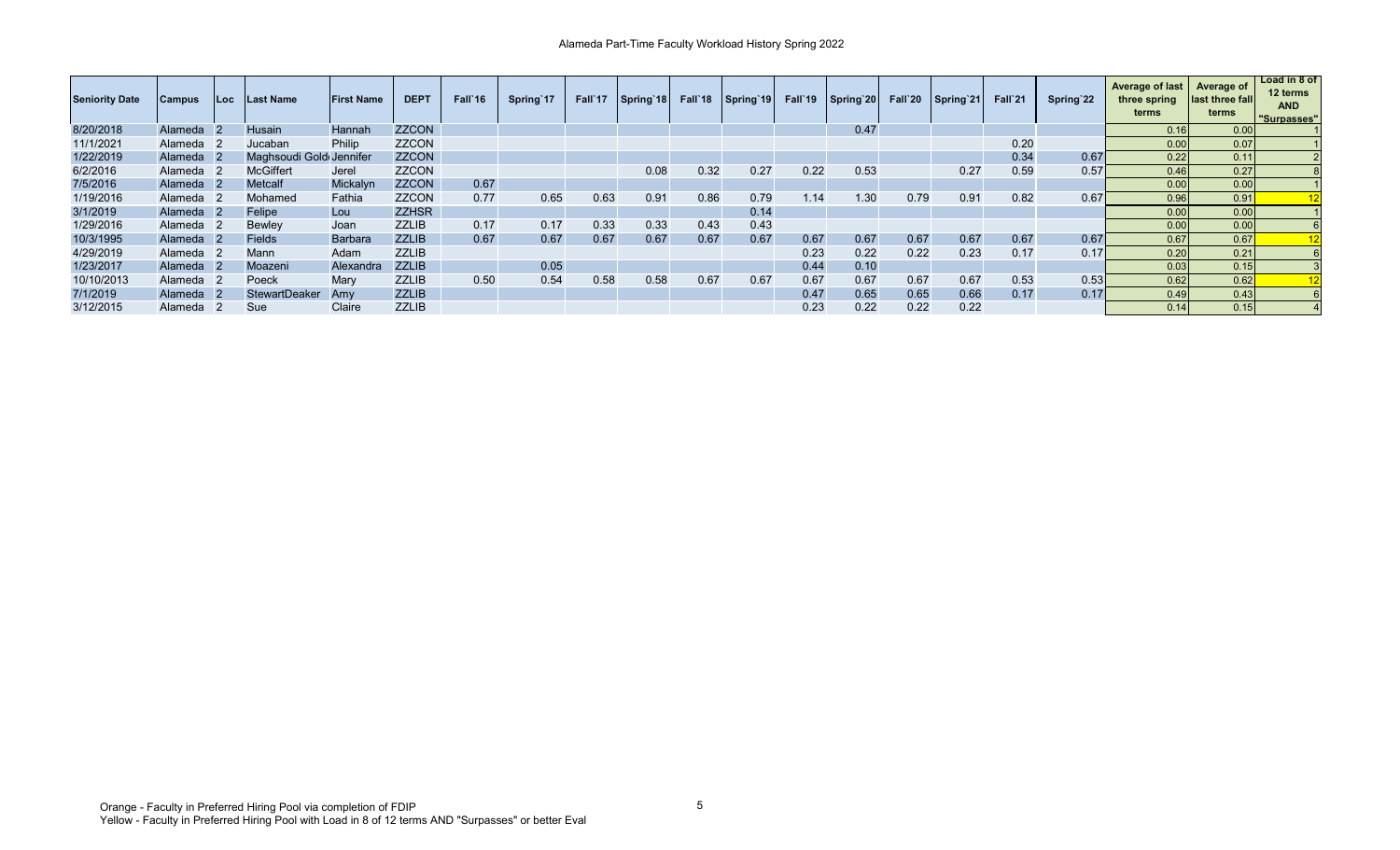Alameda Part-Time Faculty Workload History Spring 2022

| Seniority Date | Campus | Loc | Last Name | First Name | DEPT | Fall`16 | Spring`17 | Fall`17 | Spring`18 | Fall`18 | Spring`19 | Fall`19 | Spring`20 | Fall`20 | Spring`21 | Fall`21 | Spring`22 | Average of last three spring terms | Average of last three fall terms | Load in 8 of 12 terms AND "Surpasses" |
|---|---|---|---|---|---|---|---|---|---|---|---|---|---|---|---|---|---|---|---|---|
| 8/20/2018 | Alameda | 2 | Husain | Hannah | ZZCON | | | | | | | | 0.47 | | | | | 0.16 | 0.00 | 1 |
| 11/1/2021 | Alameda | 2 | Jucaban | Philip | ZZCON | | | | | | | | | | | 0.20 | | 0.00 | 0.07 | 1 |
| 1/22/2019 | Alameda | 2 | Maghsoudi Gold | Jennifer | ZZCON | | | | | | | | | | | 0.34 | 0.67 | 0.22 | 0.11 | 2 |
| 6/2/2016 | Alameda | 2 | McGiffert | Jerel | ZZCON | | | | 0.08 | 0.32 | 0.27 | 0.22 | 0.53 | | 0.27 | 0.59 | 0.57 | 0.46 | 0.27 | 8 |
| 7/5/2016 | Alameda | 2 | Metcalf | Mickalyn | ZZCON | 0.67 | | | | | | | | | | | | 0.00 | 0.00 | 1 |
| 1/19/2016 | Alameda | 2 | Mohamed | Fathia | ZZCON | 0.77 | 0.65 | 0.63 | 0.91 | 0.86 | 0.79 | 1.14 | 1.30 | 0.79 | 0.91 | 0.82 | 0.67 | 0.96 | 0.91 | 12 |
| 3/1/2019 | Alameda | 2 | Felipe | Lou | ZZHSR | | | | | | 0.14 | | | | | | | 0.00 | 0.00 | 1 |
| 1/29/2016 | Alameda | 2 | Bewley | Joan | ZZLIB | 0.17 | 0.17 | 0.33 | 0.33 | 0.43 | 0.43 | | | | | | | 0.00 | 0.00 | 6 |
| 10/3/1995 | Alameda | 2 | Fields | Barbara | ZZLIB | 0.67 | 0.67 | 0.67 | 0.67 | 0.67 | 0.67 | 0.67 | 0.67 | 0.67 | 0.67 | 0.67 | 0.67 | 0.67 | 0.67 | 12 |
| 4/29/2019 | Alameda | 2 | Mann | Adam | ZZLIB | | | | | | | 0.23 | 0.22 | 0.22 | 0.23 | 0.17 | 0.17 | 0.20 | 0.21 | 6 |
| 1/23/2017 | Alameda | 2 | Moazeni | Alexandra | ZZLIB | | 0.05 | | | | | 0.44 | 0.10 | | | | | 0.03 | 0.15 | 3 |
| 10/10/2013 | Alameda | 2 | Poeck | Mary | ZZLIB | 0.50 | 0.54 | 0.58 | 0.58 | 0.67 | 0.67 | 0.67 | 0.67 | 0.67 | 0.67 | 0.53 | 0.53 | 0.62 | 0.62 | 12 |
| 7/1/2019 | Alameda | 2 | StewartDeaker | Amy | ZZLIB | | | | | | | 0.47 | 0.65 | 0.65 | 0.66 | 0.17 | 0.17 | 0.49 | 0.43 | 6 |
| 3/12/2015 | Alameda | 2 | Sue | Claire | ZZLIB | | | | | | | 0.23 | 0.22 | 0.22 | 0.22 | | | 0.14 | 0.15 | 4 |

Orange - Faculty in Preferred Hiring Pool via completion of FDIP
Yellow - Faculty in Preferred Hiring Pool with Load in 8 of 12 terms AND "Surpasses" or better Eval